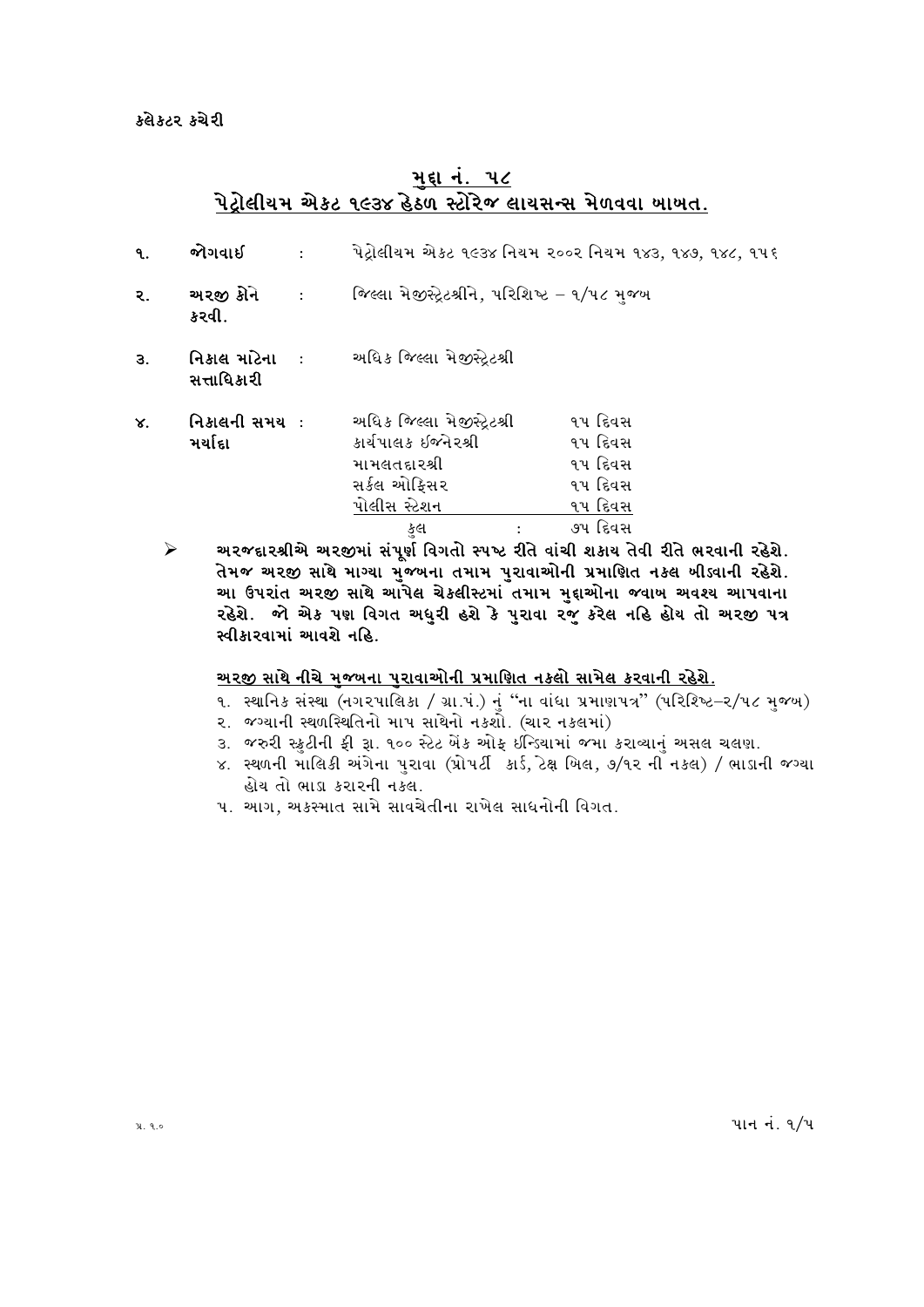કલેકટર કચેરી

## મુદ્દા નં. ૫૮
## પેટ્રોલીયમ એકટ ૧૯૩૪ હેઠળ સ્ટોરેજ લાયસન્સ મેળવવા બાબત.

| | | | | |
|---|---|---|---|---|
| ૧. | **જોગવાઈ** | : | પેટ્રોલીયમ એકટ ૧૯૩૪ નિયમ ૨૦૦૨ નિયમ ૧૪૩, ૧૪૭, ૧૪૮, ૧૫૬ | |
| ૨. | **અરજી કોને કરવી.** | : | જિલ્લા મેજીસ્ટ્રેટશ્રીને, પરિશિષ્ટ – ૧/૫૮ મુજબ | |
| ૩. | **નિકાલ માટેના સત્તાધિકારી** | : | અધિક જિલ્લા મેજીસ્ટ્રેટશ્રી | |
| ૪. | **નિકાલની સમય મર્યાદા** | : | અધિક જિલ્લા મેજીસ્ટ્રેટશ્રી | ૧૫ દિવસ |
| | | | કાર્યપાલક ઈજનેરશ્રી | ૧૫ દિવસ |
| | | | મામલતદારશ્રી | ૧૫ દિવસ |
| | | | સર્કલ ઓફિસર | ૧૫ દિવસ |
| | | | પોલીસ સ્ટેશન | ૧૫ દિવસ |
| | | | કુલ : | ૭૫ દિવસ |

- **અરજદારશ્રીએ અરજીમાં સંપૂર્ણ વિગતો સ્પષ્ટ રીતે વાંચી શકાય તેવી રીતે ભરવાની રહેશે. તેમજ અરજી સાથે માગ્યા મુજબના તમામ પુરાવાઓની પ્રમાણિત નકલ બીડવાની રહેશે. આ ઉપરાંત અરજી સાથે આપેલ ચેકલીસ્ટમાં તમામ મુદ્દાઓના જવાબ અવશ્ય આપવાના રહેશે. જો એક પણ વિગત અધુરી હશે કે પુરાવા રજુ કરેલ નહિ હોય તો અરજી પત્ર સ્વીકારવામાં આવશે નહિ.**

**અરજી સાથે નીચે મુજબના પુરાવાઓની પ્રમાણિત નકલો સામેલ કરવાની રહેશે.**

૧. સ્થાનિક સંસ્થા (નગરપાલિકા / ગ્રા.પં.) નું "ના વાંધા પ્રમાણપત્ર" (પરિશિષ્ટ–૨/૫૮ મુજબ)
૨. જગ્યાની સ્થળસ્થિતિનો માપ સાથેનો નકશો. (ચાર નકલમાં)
૩. જરુરી સ્ક્રુટીની ફી રૂા. ૧૦૦ સ્ટેટ બેંક ઓફ ઈન્ડિયામાં જમા કરાવ્યાનું અસલ ચલણ.
૪. સ્થળની માલિકી અંગેના પુરાવા (પ્રોપર્ટી કાર્ડ, ટેક્ષ બિલ, ૭/૧૨ ની નકલ) / ભાડાની જગ્યા હોય તો ભાડા કરારની નકલ.
૫. આગ, અકસ્માત સામે સાવચેતીના રાખેલ સાધનોની વિગત.

પ્ર. ૧.૦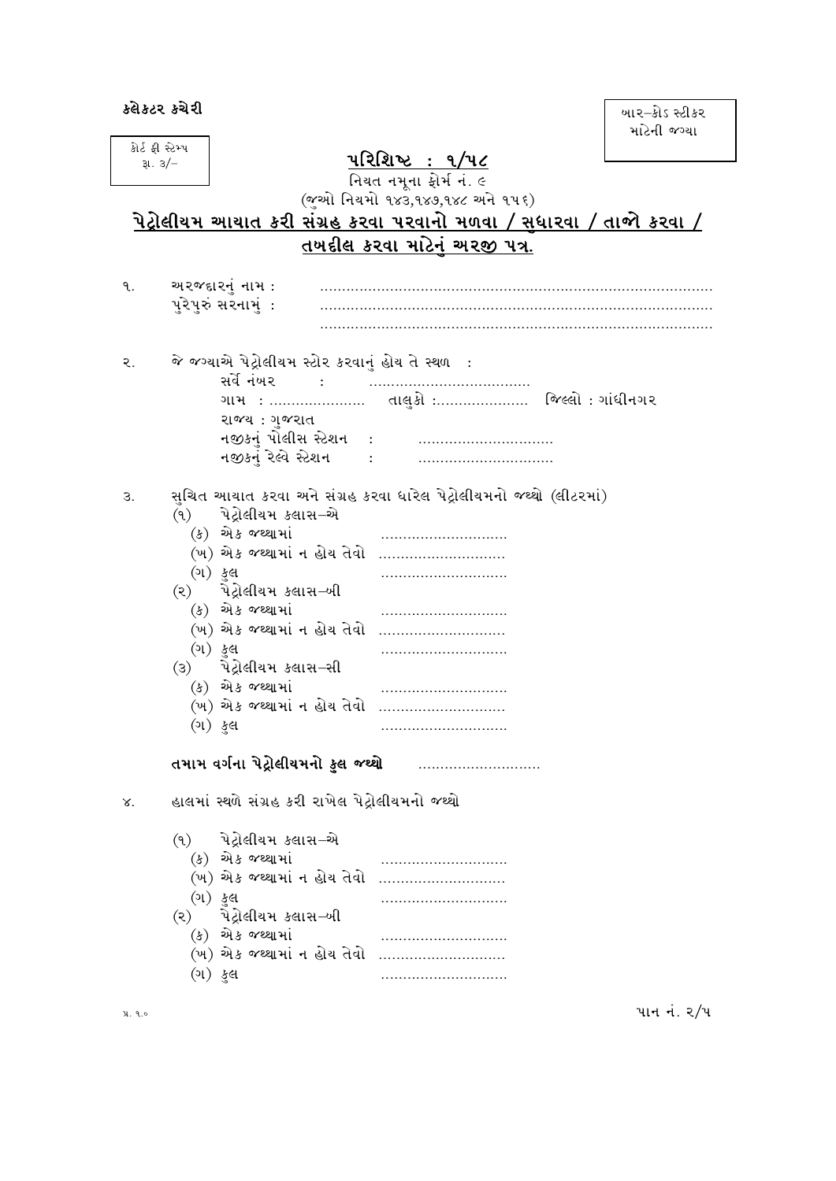કલેકટર કચેરી

કોર્ટ ફી સ્ટેમ્પ
રૂા. ૩/–

બાર–કોડ સ્ટીકર
માટેની જગ્યા

## પરિશિષ્ટ : ૧/૫૮

નિયત નમૂના ફોર્મ નં. ૯
(જુઓ નિયમો ૧૪૩,૧૪૭,૧૪૮ અને ૧૫૬)

## પેટ્રોલીયમ આયાત કરી સંગ્રહ કરવા પરવાનો મળવા / સુધારવા / તાજો કરવા / તબદીલ કરવા માટેનું અરજી પત્ર.

૧. અરજદારનું નામ : ..........................................................................................
પુરેપુરું સરનામું : ..........................................................................................
..........................................................................................

૨. જે જગ્યાએ પેટ્રોલીયમ સ્ટોર કરવાનું હોય તે સ્થળ :
સર્વે નંબર : .....................................
ગામ : ...................... તાલુકો :..................... જિલ્લો : ગાંધીનગર
રાજય : ગુજરાત
નજીકનું પોલીસ સ્ટેશન : ..............................
નજીકનું રેલ્વે સ્ટેશન : ..............................

૩. સુચિત આયાત કરવા અને સંગ્રહ કરવા ધારેલ પેટ્રોલીયમનો જથ્થો (લીટરમાં)
(૧) પેટ્રોલીયમ કલાસ–એ
(ક) એક જથ્થામાં ............................
(ખ) એક જથ્થામાં ન હોય તેવો ............................
(ગ) કુલ ............................
(૨) પેટ્રોલીયમ કલાસ–બી
(ક) એક જથ્થામાં ............................
(ખ) એક જથ્થામાં ન હોય તેવો ............................
(ગ) કુલ ............................
(૩) પેટ્રોલીયમ કલાસ–સી
(ક) એક જથ્થામાં ............................
(ખ) એક જથ્થામાં ન હોય તેવો ............................
(ગ) કુલ ............................

**તમામ વર્ગના પેટ્રોલીયમનો કુલ જથ્થો** ............................

૪. હાલમાં સ્થળે સંગ્રહ કરી રાખેલ પેટ્રોલીયમનો જથ્થો

(૧) પેટ્રોલીયમ કલાસ–એ
(ક) એક જથ્થામાં ............................
(ખ) એક જથ્થામાં ન હોય તેવો ............................
(ગ) કુલ ............................
(૨) પેટ્રોલીયમ કલાસ–બી
(ક) એક જથ્થામાં ............................
(ખ) એક જથ્થામાં ન હોય તેવો ............................
(ગ) કુલ ............................

પ્ર. ૧.૦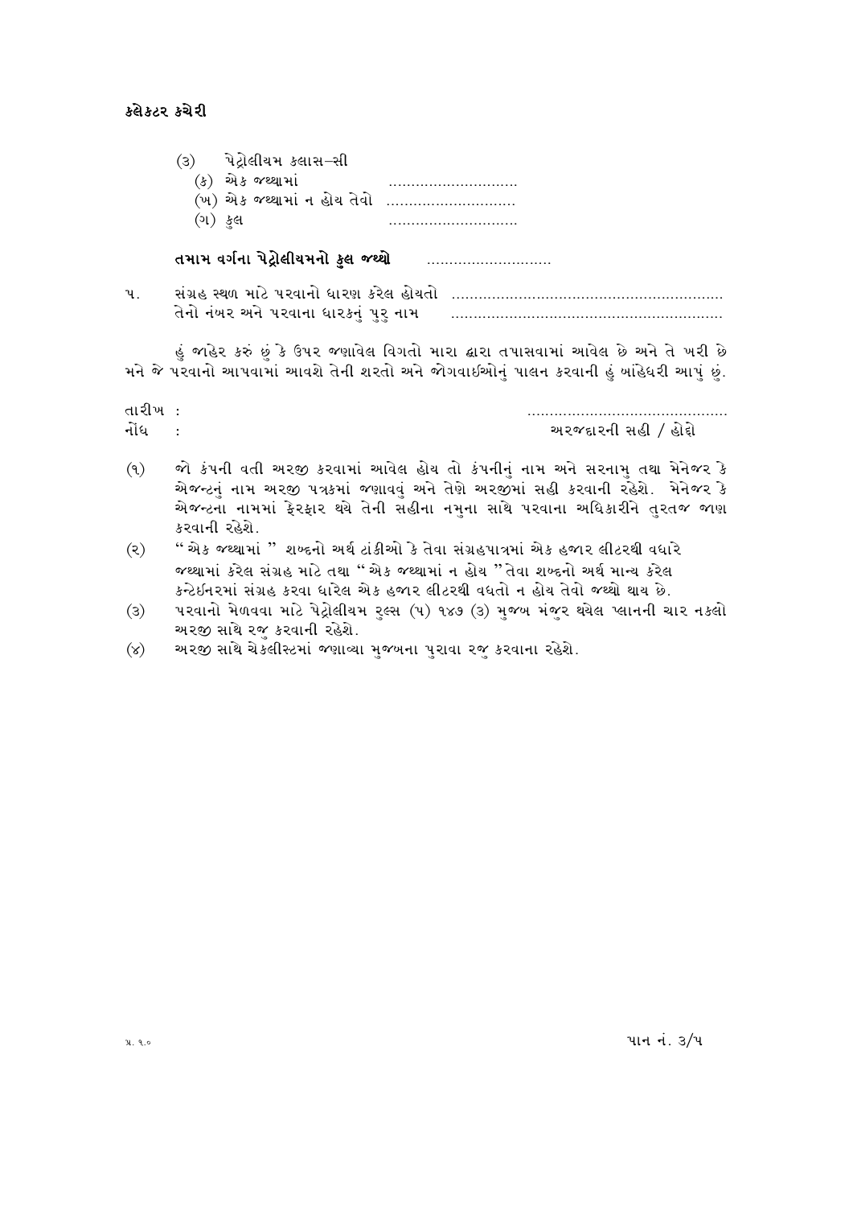**કલેકટર કચેરી**

(૩) પેટ્રોલીયમ કલાસ–સી

(ક) એક જથ્થામાં ............................

(ખ) એક જથ્થામાં ન હોય તેવો ............................

(ગ) કુલ ............................

**તમામ વર્ગના પેટ્રોલીયમનો કુલ જથ્થો** ............................

૫. સંગ્રહ સ્થળ માટે પરવાનો ધારણ કરેલ હોયતો ............................................................
તેનો નંબર અને પરવાના ધારકનું પુરુ નામ ............................................................

હું જાહેર કરું છું કે ઉપર જણાવેલ વિગતો મારા દ્વારા તપાસવામાં આવેલ છે અને તે ખરી છે મને જે પરવાનો આપવામાં આવશે તેની શરતો અને જોગવાઈઓનું પાલન કરવાની હું બાંહેધરી આપું છું.

તારીખ : ............................................

નોંધ : અરજદારની સહી / હોદ્દો

(૧) જો કંપની વતી અરજી કરવામાં આવેલ હોય તો કંપનીનું નામ અને સરનામુ તથા મેનેજર કે એજન્ટનું નામ અરજી પત્રકમાં જણાવવું અને તેણે અરજીમાં સહી કરવાની રહેશે. મેનેજર કે એજન્ટના નામમાં ફેરફાર થયે તેની સહીના નમુના સાથે પરવાના અધિકારીને તુરતજ જાણ કરવાની રહેશે.

(૨) " એક જથ્થામાં " શબ્દનો અર્થ ટાંકીઓ કે તેવા સંગ્રહપાત્રમાં એક હજાર લીટરથી વધારે જથ્થામાં કરેલ સંગ્રહ માટે તથા " એક જથ્થામાં ન હોય "તેવા શબ્દનો અર્થ માન્ય કરેલ કન્ટેઈનરમાં સંગ્રહ કરવા ધારેલ એક હજાર લીટરથી વધતો ન હોય તેવો જથ્થો થાય છે.

(૩) પરવાનો મેળવવા માટે પેટ્રોલીયમ રુલ્સ (પ) ૧૪૭ (૩) મુજબ મંજુર થયેલ પ્લાનની ચાર નકલો અરજી સાથે રજુ કરવાની રહેશે.

(૪) અરજી સાથે ચેકલીસ્ટમાં જણાવ્યા મુજબના પુરાવા રજુ કરવાના રહેશે.

પ્ર. ૧.૦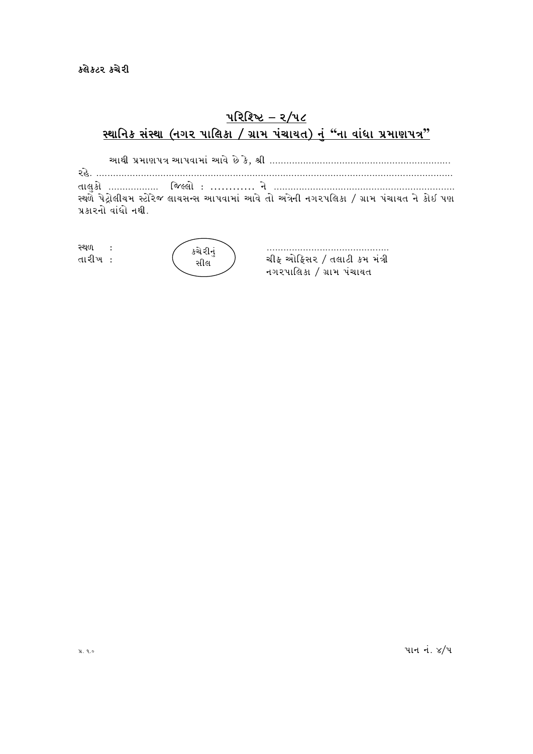કલેકટર કચેરી

## પરિશિષ્ટ – ૨/૫૮

## સ્થાનિક સંસ્થા (નગર પાલિકા / ગ્રામ પંચાયત) નું "ના વાંધા પ્રમાણપત્ર"

આથી પ્રમાણપત્ર આપવામાં આવે છે કે, શ્રી .................................................................
રહે. ..........................................................................................................................
તાલુકો .................. જિલ્લો : ........... ને ..................................................................
સ્થળે પેટ્રોલીયમ સ્ટોરેજ લાયસન્સ આપવામાં આવે તો અત્રેની નગરપલિકા / ગ્રામ પંચાયત ને કોઈ પણ પ્રકારનો વાંધો નથી.

સ્થળ :
તારીખ :

કચેરીનું સીલ

............................................
ચીફ ઓફિસર / તલાટી કમ મંત્રી
નગરપાલિકા / ગ્રામ પંચાયત

પ્ર. ૧.૦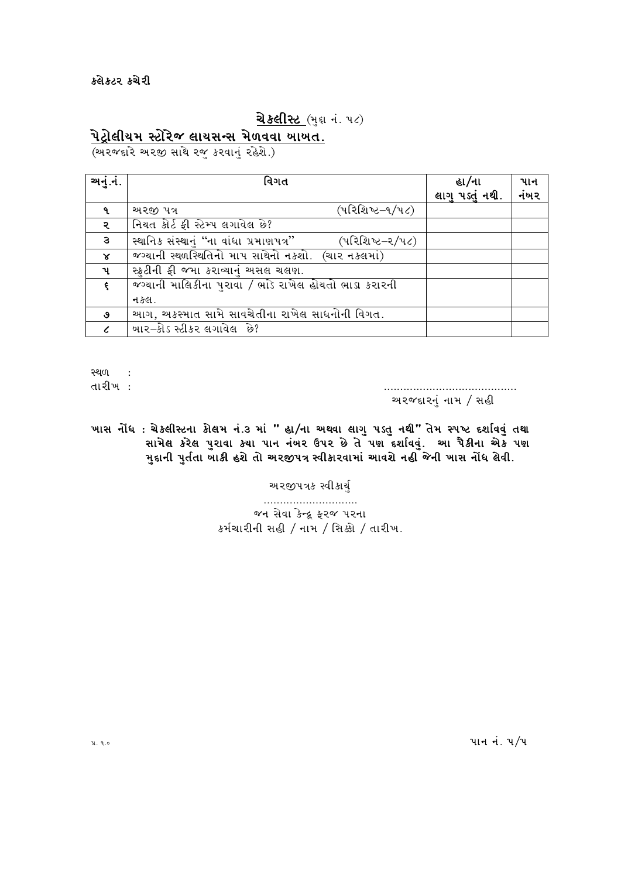કલેકટર કચેરી

## **ચેકલીસ્ટ** (મુદ્દા નં. ૫૮)

## **પેટ્રોલીયમ સ્ટોરેજ લાયસન્સ મેળવવા બાબત.**

(અરજદારે અરજી સાથે રજુ કરવાનું રહેશે.)

| અનું.નં. | વિગત | હા/ના લાગુ પડતું નથી. | પાન નંબર |
|---|---|---|---|
| ૧ | અરજી પત્ર (પરિશિષ્ટ–૧/૫૮) | | |
| ૨ | નિયત કોર્ટ ફી સ્ટેમ્પ લગાવેલ છે? | | |
| ૩ | સ્થાનિક સંસ્થાનું "ના વાંધા પ્રમાણપત્ર" (પરિશિષ્ટ–૨/૫૮) | | |
| ૪ | જગ્યાની સ્થળસ્થિતિનો માપ સાથેનો નકશો. (ચાર નકલમાં) | | |
| ૫ | સ્ક્રુટીની ફી જમા કરાવ્યાનું અસલ ચલણ. | | |
| ૬ | જગ્યાની માલિકીના પુરાવા / ભાડે રાખેલ હોયતો ભાડા કરારની નકલ. | | |
| ૭ | આગ, અકસ્માત સામે સાવચેતીના રાખેલ સાધનોની વિગત. | | |
| ૮ | બાર–કોડ સ્ટીકર લગાવેલ છે? | | |

સ્થળ :

તારીખ :

........................................
અરજદારનું નામ / સહી

**ખાસ નોંધ : ચેકલીસ્ટના કોલમ નં.૩ માં " હા/ના અથવા લાગુ પડતુ નથી" તેમ સ્પષ્ટ દર્શાવવું તથા સામેલ કરેલ પુરાવા ક્યા પાન નંબર ઉપર છે તે પણ દર્શાવવું. આ પૈકીના એક પણ મુદ્દાની પુર્તતા બાકી હશે તો અરજીપત્ર સ્વીકારવામાં આવશે નહી જેની ખાસ નોંધ લેવી.**

અરજીપત્રક સ્વીકાર્યુ

............................
જન સેવા કેન્દ્ર ફરજ પરના
કર્મચારીની સહી / નામ / સિક્કો / તારીખ.

પ્ર. ૧.૦